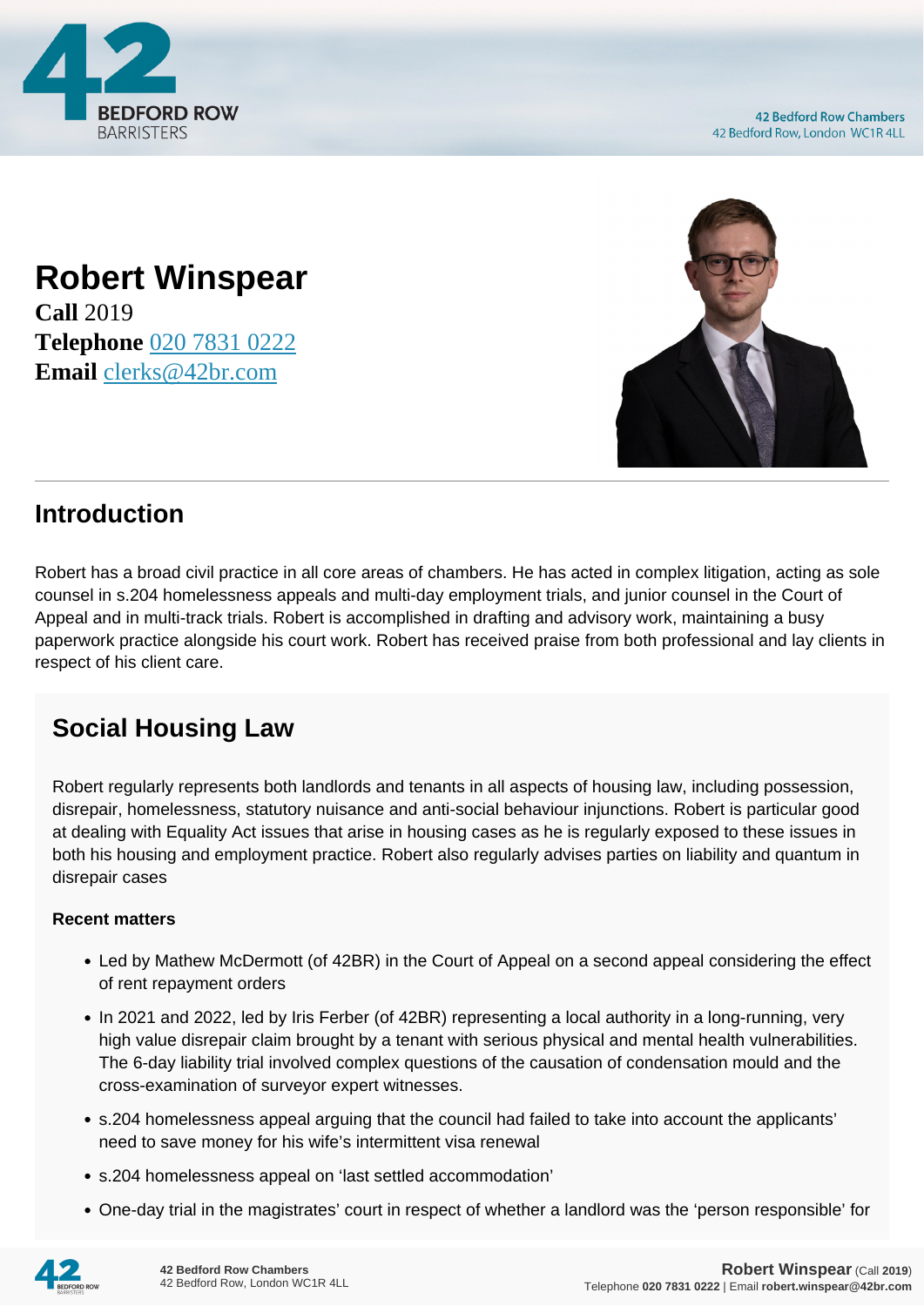# Robert Winspear

**Call** 2019
**Telephone** 020 7831 0222
**Email** clerks@42br.com

## Introduction

Robert has a broad civil practice in all core areas of chambers. He has acted in complex litigation, acting as sole counsel in s.204 homelessness appeals and multi-day employment trials, and junior counsel in the Court of Appeal and in multi-track trials. Robert is accomplished in drafting and advisory work, maintaining a busy paperwork practice alongside his court work. Robert has received praise from both professional and lay clients in respect of his client care.

## Social Housing Law

Robert regularly represents both landlords and tenants in all aspects of housing law, including possession, disrepair, homelessness, statutory nuisance and anti-social behaviour injunctions. Robert is particular good at dealing with Equality Act issues that arise in housing cases as he is regularly exposed to these issues in both his housing and employment practice. Robert also regularly advises parties on liability and quantum in disrepair cases

#### Recent matters

- Led by Mathew McDermott (of 42BR) in the Court of Appeal on a second appeal considering the effect of rent repayment orders
- In 2021 and 2022, led by Iris Ferber (of 42BR) representing a local authority in a long-running, very high value disrepair claim brought by a tenant with serious physical and mental health vulnerabilities. The 6-day liability trial involved complex questions of the causation of condensation mould and the cross-examination of surveyor expert witnesses.
- s.204 homelessness appeal arguing that the council had failed to take into account the applicants' need to save money for his wife's intermittent visa renewal
- s.204 homelessness appeal on 'last settled accommodation'
- One-day trial in the magistrates' court in respect of whether a landlord was the 'person responsible' for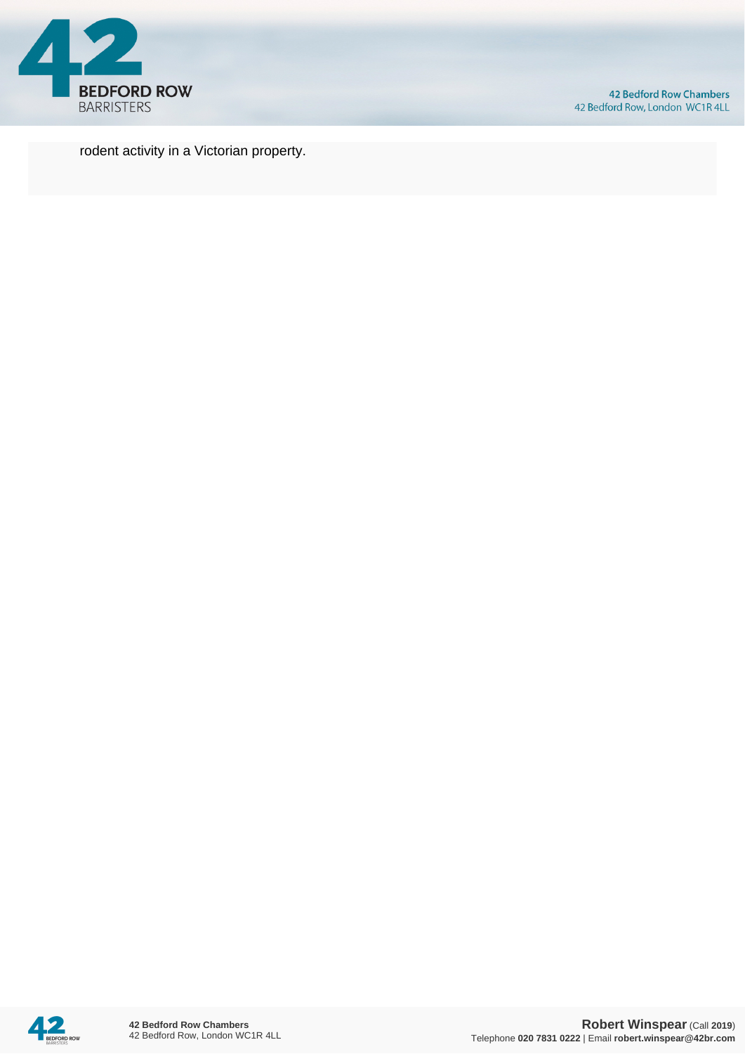rodent activity in a Victorian property.